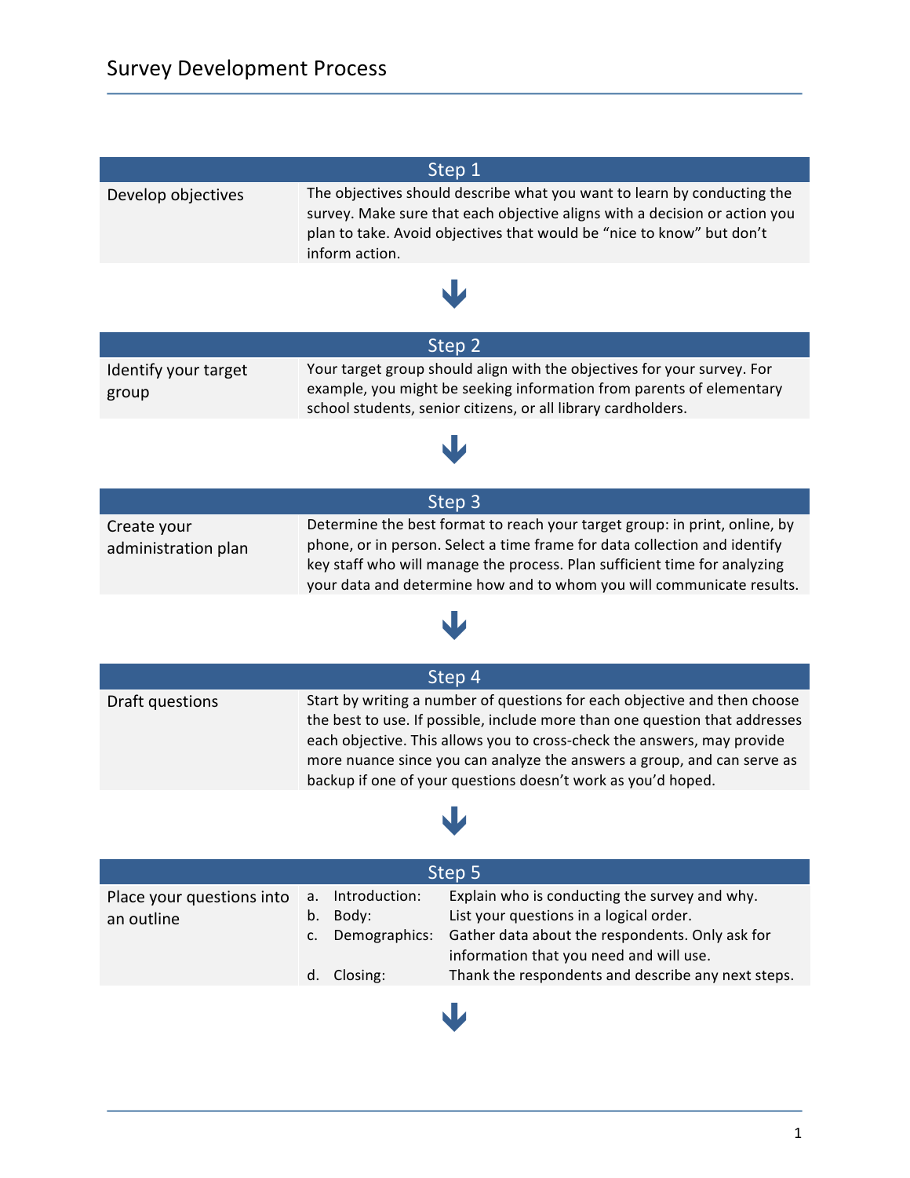# Survey Development Process

## Step 1

**Develop objectives**

The objectives should describe what you want to learn by conducting the survey. Make sure that each objective aligns with a decision or action you plan to take. Avoid objectives that would be “nice to know” but don’t inform action.

↓

## Step 2

**Identify your target group**

Your target group should align with the objectives for your survey. For example, you might be seeking information from parents of elementary school students, senior citizens, or all library cardholders.

↓

## Step 3

**Create your administration plan**

Determine the best format to reach your target group: in print, online, by phone, or in person. Select a time frame for data collection and identify key staff who will manage the process. Plan sufficient time for analyzing your data and determine how and to whom you will communicate results.

↓

## Step 4

**Draft questions**

Start by writing a number of questions for each objective and then choose the best to use. If possible, include more than one question that addresses each objective. This allows you to cross-check the answers, may provide more nuance since you can analyze the answers a group, and can serve as backup if one of your questions doesn’t work as you’d hoped.

↓

## Step 5

**Place your questions into an outline**

a. Introduction: Explain who is conducting the survey and why.
b. Body: List your questions in a logical order.
c. Demographics: Gather data about the respondents. Only ask for information that you need and will use.
d. Closing: Thank the respondents and describe any next steps.

↓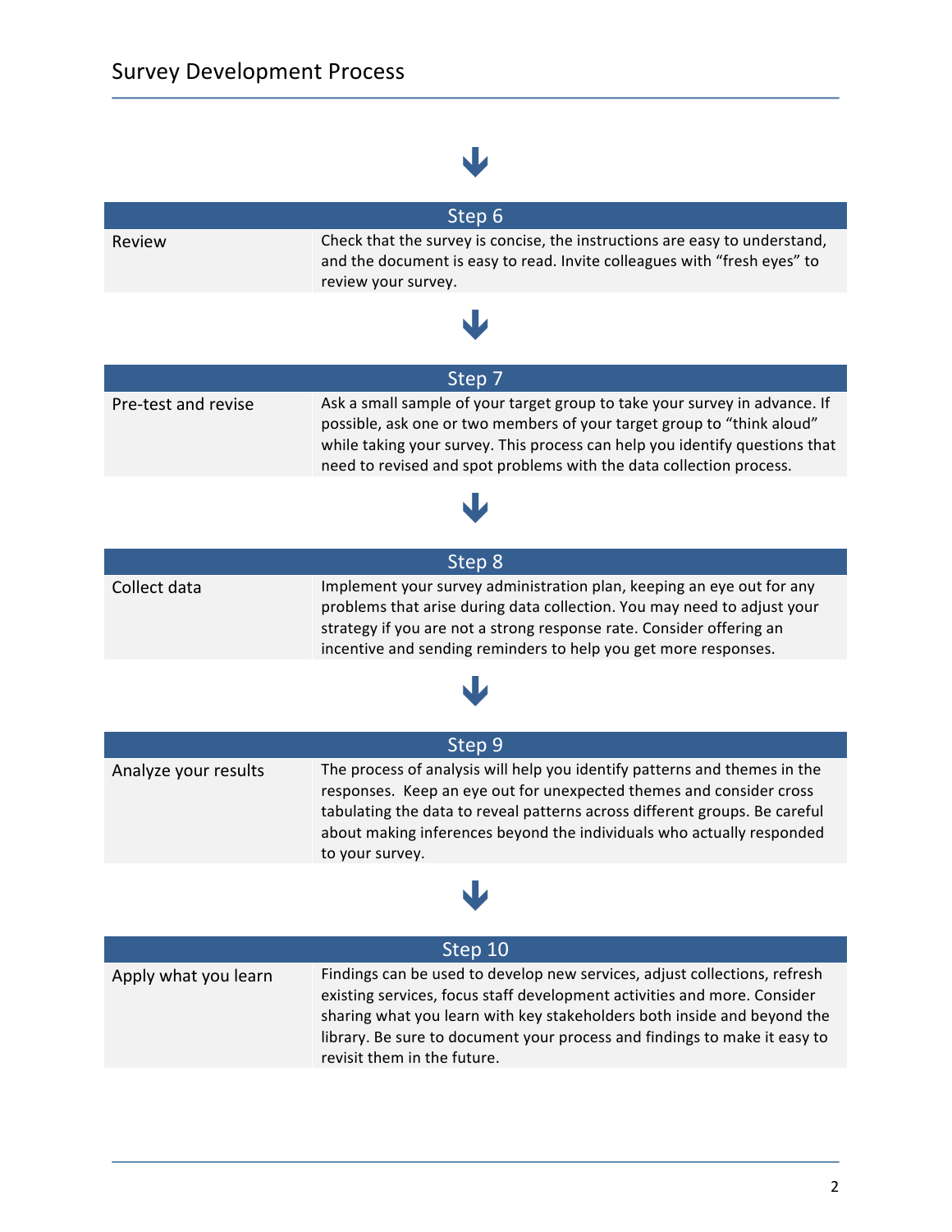| Step 6 | |
|---|---|
| Review | Check that the survey is concise, the instructions are easy to understand, and the document is easy to read. Invite colleagues with "fresh eyes" to review your survey. |

| Step 7 | |
|---|---|
| Pre-test and revise | Ask a small sample of your target group to take your survey in advance. If possible, ask one or two members of your target group to "think aloud" while taking your survey. This process can help you identify questions that need to revised and spot problems with the data collection process. |

| Step 8 | |
|---|---|
| Collect data | Implement your survey administration plan, keeping an eye out for any problems that arise during data collection. You may need to adjust your strategy if you are not a strong response rate. Consider offering an incentive and sending reminders to help you get more responses. |

| Step 9 | |
|---|---|
| Analyze your results | The process of analysis will help you identify patterns and themes in the responses. Keep an eye out for unexpected themes and consider cross tabulating the data to reveal patterns across different groups. Be careful about making inferences beyond the individuals who actually responded to your survey. |

| Step 10 | |
|---|---|
| Apply what you learn | Findings can be used to develop new services, adjust collections, refresh existing services, focus staff development activities and more. Consider sharing what you learn with key stakeholders both inside and beyond the library. Be sure to document your process and findings to make it easy to revisit them in the future. |